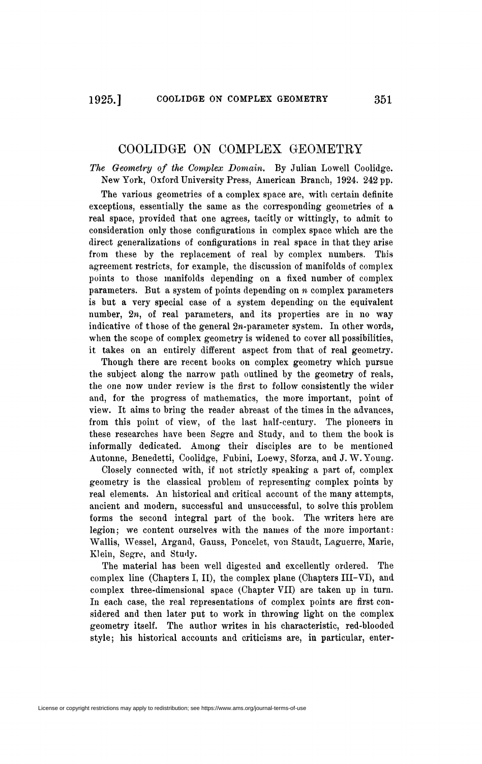# COOLIDGE ON COMPLEX GEOMETRY

*The Geometry of the Complex Domain.* By Julian Lowell Coolidge. New York, Oxford University Press, American Branch, 1924. 242 pp.

The various geometries of a complex space are, with certain definite exceptions, essentially the same as the corresponding geometries of a real space, provided that one agrees, tacitly or wittingly, to admit to consideration only those configurations in complex space which are the direct generalizations of configurations in real space in that they arise from these by the replacement of real by complex numbers. This agreement restricts, for example, the discussion of manifolds of complex points to those manifolds depending on a fixed number of complex parameters. But a system of points depending on $n$ complex parameters is but a very special case of a system depending on the equivalent number, $2n$, of real parameters, and its properties are in no way indicative of those of the general $2n$-parameter system. In other words, when the scope of complex geometry is widened to cover all possibilities, it takes on an entirely different aspect from that of real geometry.

Though there are recent books on complex geometry which pursue the subject along the narrow path outlined by the geometry of reals, the one now under review is the first to follow consistently the wider and, for the progress of mathematics, the more important, point of view. It aims to bring the reader abreast of the times in the advances, from this point of view, of the last half-century. The pioneers in these researches have been Segre and Study, and to them the book is informally dedicated. Among their disciples are to be mentioned Autonne, Benedetti, Coolidge, Fubini, Loewy, Sforza, and J. W. Young.

Closely connected with, if not strictly speaking a part of, complex geometry is the classical problem of representing complex points by real elements. An historical and critical account of the many attempts, ancient and modern, successful and unsuccessful, to solve this problem forms the second integral part of the book. The writers here are legion; we content ourselves with the names of the more important: Wallis, Wessel, Argand, Gauss, Poncelet, von Staudt, Laguerre, Marie, Klein, Segre, and Study.

The material has been well digested and excellently ordered. The complex line (Chapters I, II), the complex plane (Chapters III–VI), and complex three-dimensional space (Chapter VII) are taken up in turn. In each case, the real representations of complex points are first considered and then later put to work in throwing light on the complex geometry itself. The author writes in his characteristic, red-blooded style; his historical accounts and criticisms are, in particular, enter-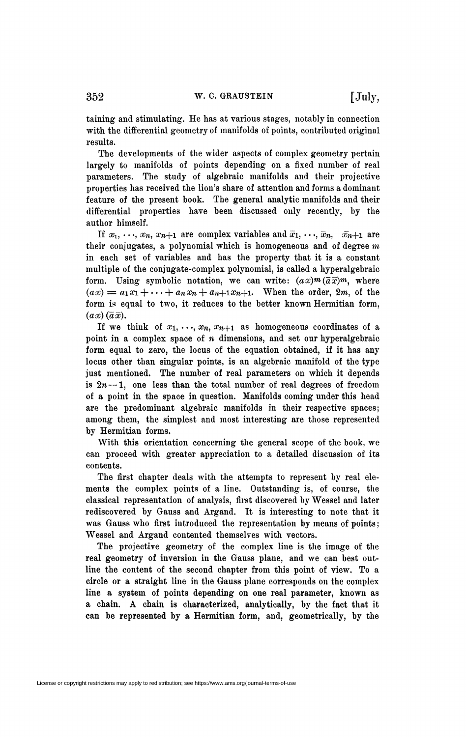taining and stimulating. He has at various stages, notably in connection with the differential geometry of manifolds of points, contributed original results.

The developments of the wider aspects of complex geometry pertain largely to manifolds of points depending on a fixed number of real parameters. The study of algebraic manifolds and their projective properties has received the lion's share of attention and forms a dominant feature of the present book. The general analytic manifolds and their differential properties have been discussed only recently, by the author himself.

If $x_1, \cdots, x_n, x_{n+1}$ are complex variables and $\bar{x}_1, \cdots, \bar{x}_n, \bar{x}_{n+1}$ are their conjugates, a polynomial which is homogeneous and of degree $m$ in each set of variables and has the property that it is a constant multiple of the conjugate-complex polynomial, is called a hyperalgebraic form. Using symbolic notation, we can write: $(ax)^m(\bar{a}\bar{x})^m$, where $(ax) = a_1x_1 + \cdots + a_nx_n + a_{n+1}x_{n+1}$. When the order, $2m$, of the form is equal to two, it reduces to the better known Hermitian form, $(ax)(\bar{a}\bar{x})$.

If we think of $x_1, \cdots, x_n, x_{n+1}$ as homogeneous coordinates of a point in a complex space of $n$ dimensions, and set our hyperalgebraic form equal to zero, the locus of the equation obtained, if it has any locus other than singular points, is an algebraic manifold of the type just mentioned. The number of real parameters on which it depends is $2n-1$, one less than the total number of real degrees of freedom of a point in the space in question. Manifolds coming under this head are the predominant algebraic manifolds in their respective spaces; among them, the simplest and most interesting are those represented by Hermitian forms.

With this orientation concerning the general scope of the book, we can proceed with greater appreciation to a detailed discussion of its contents.

The first chapter deals with the attempts to represent by real elements the complex points of a line. Outstanding is, of course, the classical representation of analysis, first discovered by Wessel and later rediscovered by Gauss and Argand. It is interesting to note that it was Gauss who first introduced the representation by means of points; Wessel and Argand contented themselves with vectors.

The projective geometry of the complex line is the image of the real geometry of inversion in the Gauss plane, and we can best outline the content of the second chapter from this point of view. To a circle or a straight line in the Gauss plane corresponds on the complex line a system of points depending on one real parameter, known as a chain. A chain is characterized, analytically, by the fact that it can be represented by a Hermitian form, and, geometrically, by the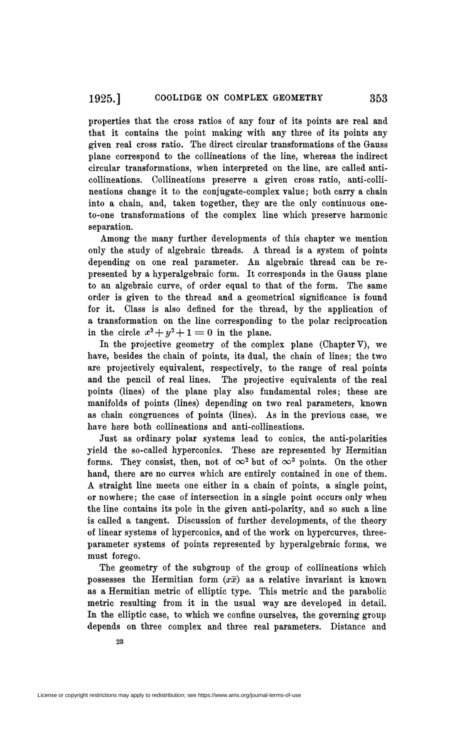properties that the cross ratios of any four of its points are real and that it contains the point making with any three of its points any given real cross ratio. The direct circular transformations of the Gauss plane correspond to the collineations of the line, whereas the indirect circular transformations, when interpreted on the line, are called anti-collineations. Collineations preserve a given cross ratio, anti-collineations change it to the conjugate-complex value; both carry a chain into a chain, and, taken together, they are the only continuous one-to-one transformations of the complex line which preserve harmonic separation.

Among the many further developments of this chapter we mention only the study of algebraic threads. A thread is a system of points depending on one real parameter. An algebraic thread can be represented by a hyperalgebraic form. It corresponds in the Gauss plane to an algebraic curve, of order equal to that of the form. The same order is given to the thread and a geometrical significance is found for it. Class is also defined for the thread, by the application of a transformation on the line corresponding to the polar reciprocation in the circle $x^2 + y^2 + 1 = 0$ in the plane.

In the projective geometry of the complex plane (Chapter V), we have, besides the chain of points, its dual, the chain of lines; the two are projectively equivalent, respectively, to the range of real points and the pencil of real lines. The projective equivalents of the real points (lines) of the plane play also fundamental roles; these are manifolds of points (lines) depending on two real parameters, known as chain congruences of points (lines). As in the previous case, we have here both collineations and anti-collineations.

Just as ordinary polar systems lead to conics, the anti-polarities yield the so-called hyperconics. These are represented by Hermitian forms. They consist, then, not of $\infty^2$ but of $\infty^3$ points. On the other hand, there are no curves which are entirely contained in one of them. A straight line meets one either in a chain of points, a single point, or nowhere; the case of intersection in a single point occurs only when the line contains its pole in the given anti-polarity, and so such a line is called a tangent. Discussion of further developments, of the theory of linear systems of hyperconics, and of the work on hypercurves, three-parameter systems of points represented by hyperalgebraic forms, we must forego.

The geometry of the subgroup of the group of collineations which possesses the Hermitian form $(x\bar{x})$ as a relative invariant is known as a Hermitian metric of elliptic type. This metric and the parabolic metric resulting from it in the usual way are developed in detail. In the elliptic case, to which we confine ourselves, the governing group depends on three complex and three real parameters. Distance and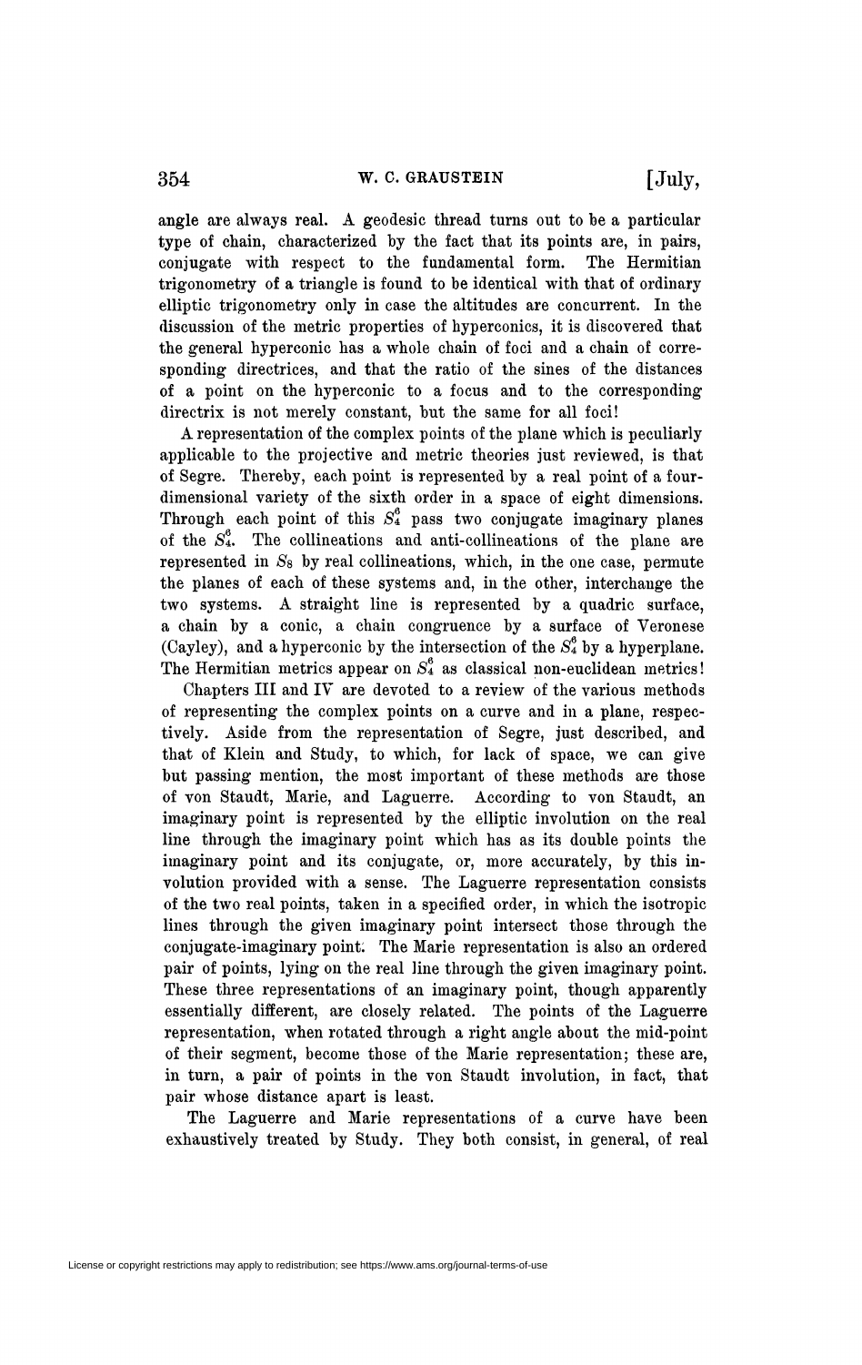angle are always real. A geodesic thread turns out to be a particular type of chain, characterized by the fact that its points are, in pairs, conjugate with respect to the fundamental form. The Hermitian trigonometry of a triangle is found to be identical with that of ordinary elliptic trigonometry only in case the altitudes are concurrent. In the discussion of the metric properties of hyperconics, it is discovered that the general hyperconic has a whole chain of foci and a chain of corresponding directrices, and that the ratio of the sines of the distances of a point on the hyperconic to a focus and to the corresponding directrix is not merely constant, but the same for all foci!

A representation of the complex points of the plane which is peculiarly applicable to the projective and metric theories just reviewed, is that of Segre. Thereby, each point is represented by a real point of a four-dimensional variety of the sixth order in a space of eight dimensions. Through each point of this $S_4^6$ pass two conjugate imaginary planes of the $S_4^6$. The collineations and anti-collineations of the plane are represented in $S_8$ by real collineations, which, in the one case, permute the planes of each of these systems and, in the other, interchange the two systems. A straight line is represented by a quadric surface, a chain by a conic, a chain congruence by a surface of Veronese (Cayley), and a hyperconic by the intersection of the $S_4^6$ by a hyperplane. The Hermitian metrics appear on $S_4^6$ as classical non-euclidean metrics!

Chapters III and IV are devoted to a review of the various methods of representing the complex points on a curve and in a plane, respectively. Aside from the representation of Segre, just described, and that of Klein and Study, to which, for lack of space, we can give but passing mention, the most important of these methods are those of von Staudt, Marie, and Laguerre. According to von Staudt, an imaginary point is represented by the elliptic involution on the real line through the imaginary point which has as its double points the imaginary point and its conjugate, or, more accurately, by this involution provided with a sense. The Laguerre representation consists of the two real points, taken in a specified order, in which the isotropic lines through the given imaginary point intersect those through the conjugate-imaginary point. The Marie representation is also an ordered pair of points, lying on the real line through the given imaginary point. These three representations of an imaginary point, though apparently essentially different, are closely related. The points of the Laguerre representation, when rotated through a right angle about the mid-point of their segment, become those of the Marie representation; these are, in turn, a pair of points in the von Staudt involution, in fact, that pair whose distance apart is least.

The Laguerre and Marie representations of a curve have been exhaustively treated by Study. They both consist, in general, of real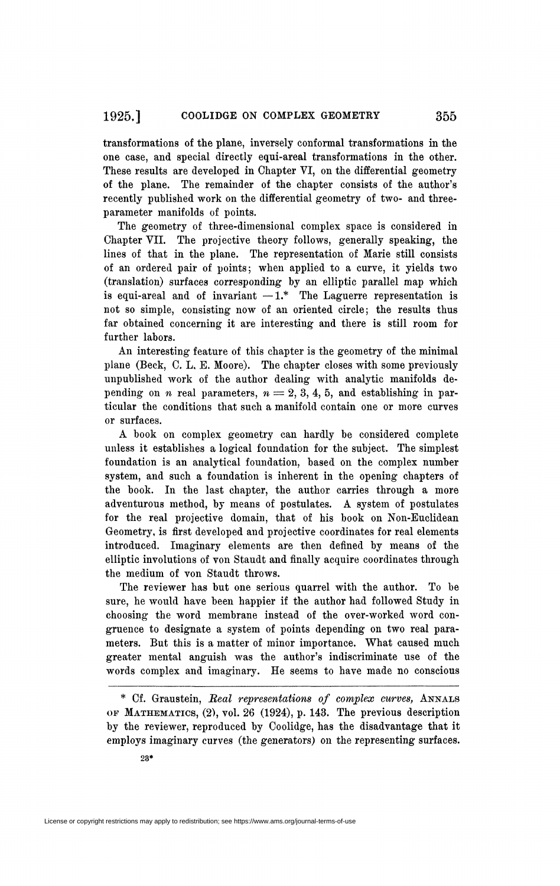transformations of the plane, inversely conformal transformations in the one case, and special directly equi-areal transformations in the other. These results are developed in Chapter VI, on the differential geometry of the plane. The remainder of the chapter consists of the author's recently published work on the differential geometry of two- and three-parameter manifolds of points.

The geometry of three-dimensional complex space is considered in Chapter VII. The projective theory follows, generally speaking, the lines of that in the plane. The representation of Marie still consists of an ordered pair of points; when applied to a curve, it yields two (translation) surfaces corresponding by an elliptic parallel map which is equi-areal and of invariant $-1$.* The Laguerre representation is not so simple, consisting now of an oriented circle; the results thus far obtained concerning it are interesting and there is still room for further labors.

An interesting feature of this chapter is the geometry of the minimal plane (Beck, C. L. E. Moore). The chapter closes with some previously unpublished work of the author dealing with analytic manifolds depending on $n$ real parameters, $n = 2, 3, 4, 5$, and establishing in particular the conditions that such a manifold contain one or more curves or surfaces.

A book on complex geometry can hardly be considered complete unless it establishes a logical foundation for the subject. The simplest foundation is an analytical foundation, based on the complex number system, and such a foundation is inherent in the opening chapters of the book. In the last chapter, the author carries through a more adventurous method, by means of postulates. A system of postulates for the real projective domain, that of his book on Non-Euclidean Geometry, is first developed and projective coordinates for real elements introduced. Imaginary elements are then defined by means of the elliptic involutions of von Staudt and finally acquire coordinates through the medium of von Staudt throws.

The reviewer has but one serious quarrel with the author. To be sure, he would have been happier if the author had followed Study in choosing the word membrane instead of the over-worked word congruence to designate a system of points depending on two real parameters. But this is a matter of minor importance. What caused much greater mental anguish was the author's indiscriminate use of the words complex and imaginary. He seems to have made no conscious

* Cf. Graustein, *Real representations of complex curves*, ANNALS OF MATHEMATICS, (2), vol. 26 (1924), p. 143. The previous description by the reviewer, reproduced by Coolidge, has the disadvantage that it employs imaginary curves (the generators) on the representing surfaces.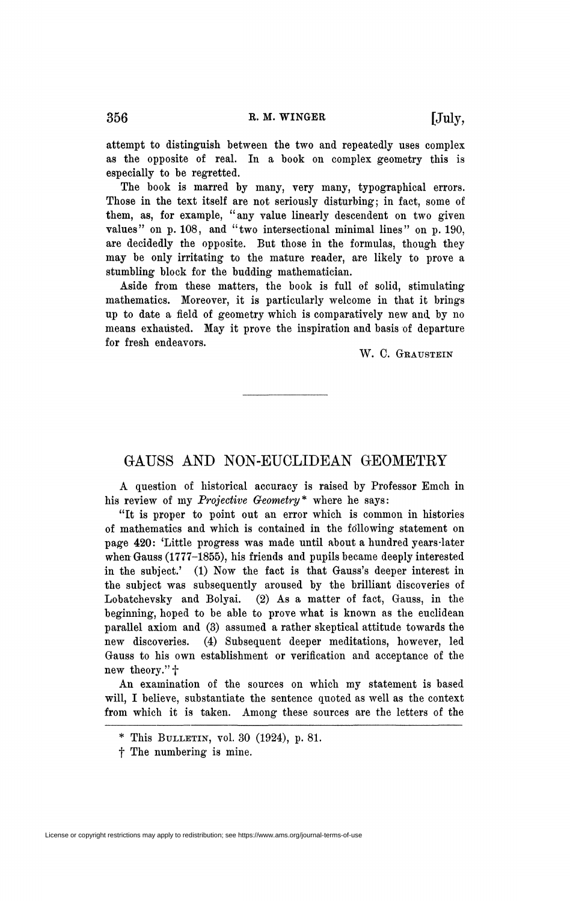attempt to distinguish between the two and repeatedly uses complex as the opposite of real. In a book on complex geometry this is especially to be regretted.

The book is marred by many, very many, typographical errors. Those in the text itself are not seriously disturbing; in fact, some of them, as, for example, "any value linearly descendent on two given values" on p. 108, and "two intersectional minimal lines" on p. 190, are decidedly the opposite. But those in the formulas, though they may be only irritating to the mature reader, are likely to prove a stumbling block for the budding mathematician.

Aside from these matters, the book is full of solid, stimulating mathematics. Moreover, it is particularly welcome in that it brings up to date a field of geometry which is comparatively new and by no means exhausted. May it prove the inspiration and basis of departure for fresh endeavors.

W. C. GRAUSTEIN

---

# GAUSS AND NON-EUCLIDEAN GEOMETRY

A question of historical accuracy is raised by Professor Emch in his review of my *Projective Geometry** where he says:

"It is proper to point out an error which is common in histories of mathematics and which is contained in the following statement on page 420: 'Little progress was made until about a hundred years later when Gauss (1777–1855), his friends and pupils became deeply interested in the subject.' (1) Now the fact is that Gauss's deeper interest in the subject was subsequently aroused by the brilliant discoveries of Lobatchevsky and Bolyai. (2) As a matter of fact, Gauss, in the beginning, hoped to be able to prove what is known as the euclidean parallel axiom and (3) assumed a rather skeptical attitude towards the new discoveries. (4) Subsequent deeper meditations, however, led Gauss to his own establishment or verification and acceptance of the new theory."†

An examination of the sources on which my statement is based will, I believe, substantiate the sentence quoted as well as the context from which it is taken. Among these sources are the letters of the

* This BULLETIN, vol. 30 (1924), p. 81.

† The numbering is mine.